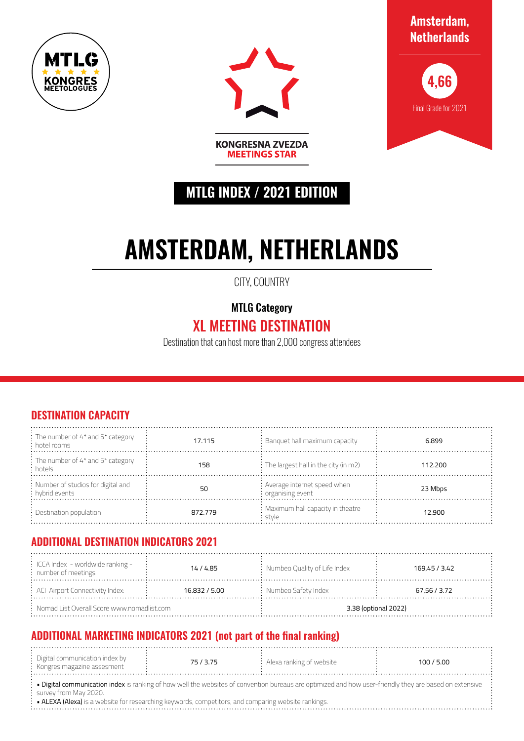MTLG KONGRES MEETOLOGUES

KONGRESNA ZVEZDA
MEETINGS STAR

**Amsterdam, Netherlands**

**4,66**

Final Grade for 2021

**MTLG INDEX / 2021 EDITION**

# AMSTERDAM, NETHERLANDS

CITY, COUNTRY

**MTLG Category**

## XL MEETING DESTINATION

Destination that can host more than 2,000 congress attendees

## DESTINATION CAPACITY

| | | | |
|---|---|---|---|
| The number of 4* and 5* category hotel rooms | 17.115 | Banquet hall maximum capacity | 6.899 |
| The number of 4* and 5* category hotels | 158 | The largest hall in the city (in m2) | 112.200 |
| Number of studios for digital and hybrid events | 50 | Average internet speed when organising event | 23 Mbps |
| Destination population | 872.779 | Maximum hall capacity in theatre style | 12.900 |

## ADDITIONAL DESTINATION INDICATORS 2021

| | | | |
|---|---|---|---|
| ICCA Index - worldwide ranking - number of meetings | 14 / 4.85 | Numbeo Quality of Life Index | 169,45 / 3.42 |
| ACI Airport Connectivity Index: | 16.832 / 5.00 | Numbeo Safety Index | 67,56 / 3.72 |
| Nomad List Overall Score www.nomadlist.com | | 3.38 (optional 2022) | |

## ADDITIONAL MARKETING INDICATORS 2021 (not part of the final ranking)

| | | | |
|---|---|---|---|
| Digital communication index by Kongres magazine assesment | 75 / 3.75 | Alexa ranking of website | 100 / 5.00 |

- **Digital communication index** is ranking of how well the websites of convention bureaus are optimized and how user-friendly they are based on extensive survey from May 2020.
- **ALEXA (Alexa)** is a website for researching keywords, competitors, and comparing website rankings.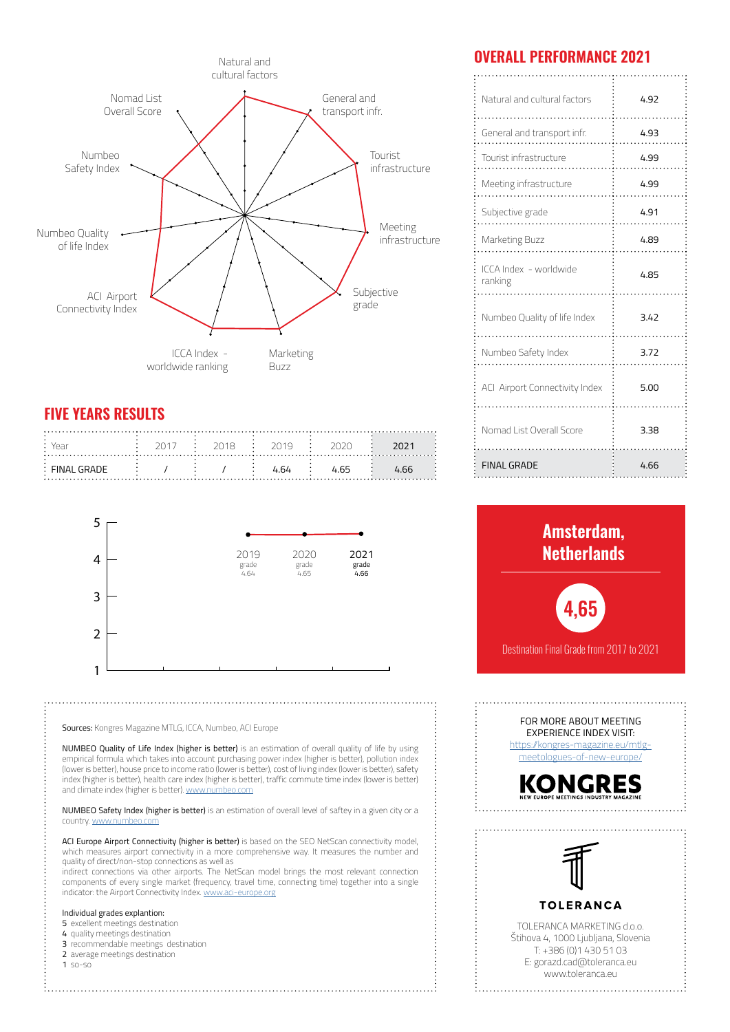Natural and cultural factors

General and transport infr.

Tourist infrastructure

Meeting infrastructure

Subjective grade

Marketing Buzz

ICCA Index - worldwide ranking

ACI Airport Connectivity Index

Numbeo Quality of life Index

Numbeo Safety Index

Nomad List Overall Score

## FIVE YEARS RESULTS

| Year | 2017 | 2018 | 2019 | 2020 | 2021 |
|---|---|---|---|---|---|
| FINAL GRADE | / | / | 4.64 | 4.65 | 4.66 |

5
4
3
2
1

2019 grade 4.64

2020 grade 4.65

2021 grade 4.66

Sources: Kongres Magazine MTLG, ICCA, Numbeo, ACI Europe

**NUMBEO Quality of Life Index (higher is better)** is an estimation of overall quality of life by using empirical formula which takes into account purchasing power index (higher is better), pollution index (lower is better), house price to income ratio (lower is better), cost of living index (lower is better), safety index (higher is better), health care index (higher is better), traffic commute time index (lower is better) and climate index (higher is better). www.numbeo.com

**NUMBEO Safety Index (higher is better)** is an estimation of overall level of saftey in a given city or a country. www.numbeo.com

**ACI Europe Airport Connectivity (higher is better)** is based on the SEO NetScan connectivity model, which measures airport connectivity in a more comprehensive way. It measures the number and quality of direct/non-stop connections as well as
indirect connections via other airports. The NetScan model brings the most relevant connection components of every single market (frequency, travel time, connecting time) together into a single indicator: the Airport Connectivity Index. www.aci-europe.org

Individual grades explanation:
5 excellent meetings destination
4 quality meetings destination
3 recommendable meetings destination
2 average meetings destination
1 so-so

## OVERALL PERFORMANCE 2021

| | |
|---|---|
| Natural and cultural factors | 4.92 |
| General and transport infr. | 4.93 |
| Tourist infrastructure | 4.99 |
| Meeting infrastructure | 4.99 |
| Subjective grade | 4.91 |
| Marketing Buzz | 4.89 |
| ICCA Index - worldwide ranking | 4.85 |
| Numbeo Quality of life Index | 3.42 |
| Numbeo Safety Index | 3.72 |
| ACI Airport Connectivity Index | 5.00 |
| Nomad List Overall Score | 3.38 |
| FINAL GRADE | 4.66 |

## Amsterdam, Netherlands

**4,65**

Destination Final Grade from 2017 to 2021

FOR MORE ABOUT MEETING EXPERIENCE INDEX VISIT:
https://kongres-magazine.eu/mtlg-meetologues-of-new-europe/

KONGRES
NEW EUROPE MEETINGS INDUSTRY MAGAZINE

TOLERANCA

TOLERANCA MARKETING d.o.o.
Štihova 4, 1000 Ljubljana, Slovenia
T: +386 (0)1 430 51 03
E: gorazd.cad@toleranca.eu
www.toleranca.eu